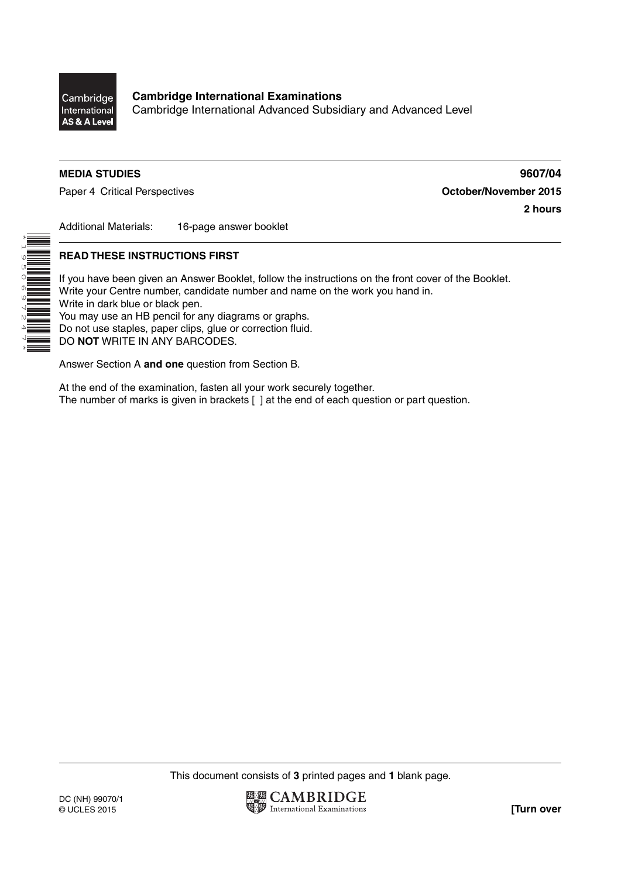**Cambridge International Examinations**
Cambridge International Advanced Subsidiary and Advanced Level

**MEDIA STUDIES** **9607/04**

Paper 4 Critical Perspectives **October/November 2015**

**2 hours**

Additional Materials: 16-page answer booklet

**READ THESE INSTRUCTIONS FIRST**

If you have been given an Answer Booklet, follow the instructions on the front cover of the Booklet.
Write your Centre number, candidate number and name on the work you hand in.
Write in dark blue or black pen.
You may use an HB pencil for any diagrams or graphs.
Do not use staples, paper clips, glue or correction fluid.
DO **NOT** WRITE IN ANY BARCODES.

Answer Section A **and one** question from Section B.

At the end of the examination, fasten all your work securely together.
The number of marks is given in brackets [ ] at the end of each question or part question.

This document consists of **3** printed pages and **1** blank page.

DC (NH) 99070/1
© UCLES 2015

**[Turn over**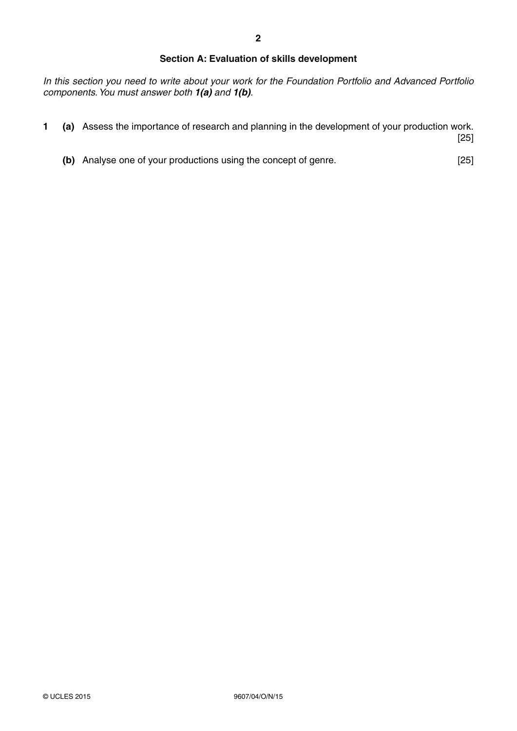## Section A: Evaluation of skills development

*In this section you need to write about your work for the Foundation Portfolio and Advanced Portfolio components. You must answer both **1(a)** and **1(b)**.*

**1** **(a)** Assess the importance of research and planning in the development of your production work. [25]

**(b)** Analyse one of your productions using the concept of genre. [25]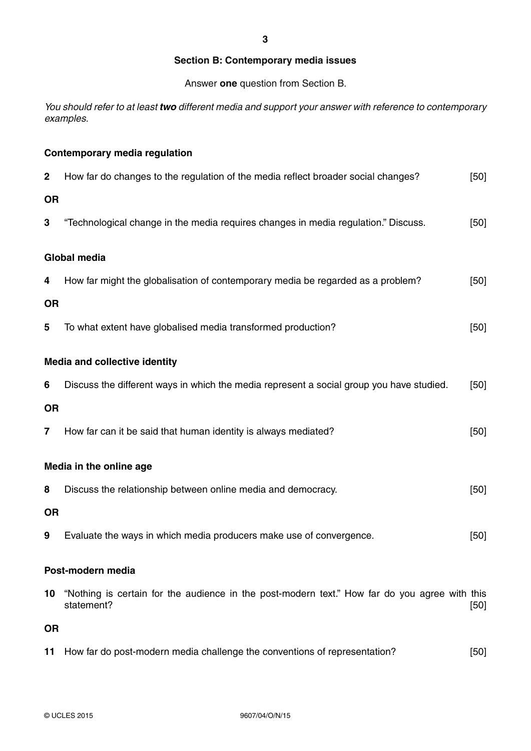## Section B: Contemporary media issues

Answer **one** question from Section B.

*You should refer to at least **two** different media and support your answer with reference to contemporary examples.*

### Contemporary media regulation

**2** How far do changes to the regulation of the media reflect broader social changes? [50]

**OR**

**3** "Technological change in the media requires changes in media regulation." Discuss. [50]

### Global media

**4** How far might the globalisation of contemporary media be regarded as a problem? [50]

**OR**

**5** To what extent have globalised media transformed production? [50]

### Media and collective identity

**6** Discuss the different ways in which the media represent a social group you have studied. [50]

**OR**

**7** How far can it be said that human identity is always mediated? [50]

### Media in the online age

**8** Discuss the relationship between online media and democracy. [50]

**OR**

**9** Evaluate the ways in which media producers make use of convergence. [50]

### Post-modern media

**10** "Nothing is certain for the audience in the post-modern text." How far do you agree with this statement? [50]

**OR**

**11** How far do post-modern media challenge the conventions of representation? [50]

© UCLES 2015 9607/04/O/N/15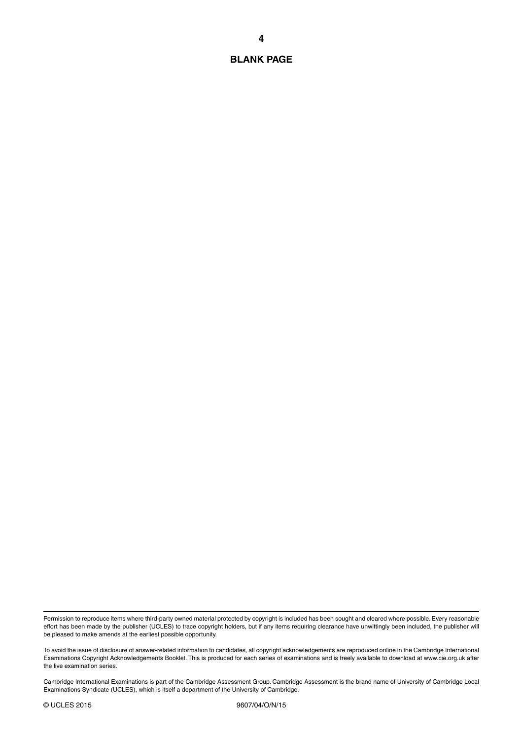**BLANK PAGE**

Permission to reproduce items where third-party owned material protected by copyright is included has been sought and cleared where possible. Every reasonable effort has been made by the publisher (UCLES) to trace copyright holders, but if any items requiring clearance have unwittingly been included, the publisher will be pleased to make amends at the earliest possible opportunity.

To avoid the issue of disclosure of answer-related information to candidates, all copyright acknowledgements are reproduced online in the Cambridge International Examinations Copyright Acknowledgements Booklet. This is produced for each series of examinations and is freely available to download at www.cie.org.uk after the live examination series.

Cambridge International Examinations is part of the Cambridge Assessment Group. Cambridge Assessment is the brand name of University of Cambridge Local Examinations Syndicate (UCLES), which is itself a department of the University of Cambridge.